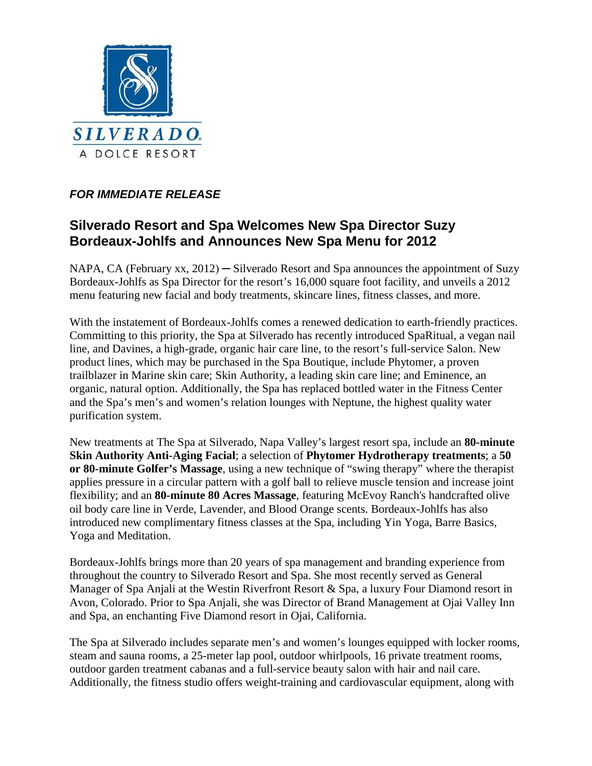SILVERADO.
A DOLCE RESORT

***FOR IMMEDIATE RELEASE***

## Silverado Resort and Spa Welcomes New Spa Director Suzy Bordeaux-Johlfs and Announces New Spa Menu for 2012

NAPA, CA (February xx, 2012) ─ Silverado Resort and Spa announces the appointment of Suzy Bordeaux-Johlfs as Spa Director for the resort's 16,000 square foot facility, and unveils a 2012 menu featuring new facial and body treatments, skincare lines, fitness classes, and more.

With the instatement of Bordeaux-Johlfs comes a renewed dedication to earth-friendly practices. Committing to this priority, the Spa at Silverado has recently introduced SpaRitual, a vegan nail line, and Davines, a high-grade, organic hair care line, to the resort's full-service Salon. New product lines, which may be purchased in the Spa Boutique, include Phytomer, a proven trailblazer in Marine skin care; Skin Authority, a leading skin care line; and Eminence, an organic, natural option. Additionally, the Spa has replaced bottled water in the Fitness Center and the Spa's men's and women's relation lounges with Neptune, the highest quality water purification system.

New treatments at The Spa at Silverado, Napa Valley's largest resort spa, include an **80-minute Skin Authority Anti-Aging Facial**; a selection of **Phytomer Hydrotherapy treatments**; a **50 or 80-minute Golfer's Massage**, using a new technique of "swing therapy" where the therapist applies pressure in a circular pattern with a golf ball to relieve muscle tension and increase joint flexibility; and an **80-minute 80 Acres Massage**, featuring McEvoy Ranch's handcrafted olive oil body care line in Verde, Lavender, and Blood Orange scents. Bordeaux-Johlfs has also introduced new complimentary fitness classes at the Spa, including Yin Yoga, Barre Basics, Yoga and Meditation.

Bordeaux-Johlfs brings more than 20 years of spa management and branding experience from throughout the country to Silverado Resort and Spa. She most recently served as General Manager of Spa Anjali at the Westin Riverfront Resort & Spa, a luxury Four Diamond resort in Avon, Colorado. Prior to Spa Anjali, she was Director of Brand Management at Ojai Valley Inn and Spa, an enchanting Five Diamond resort in Ojai, California.

The Spa at Silverado includes separate men's and women's lounges equipped with locker rooms, steam and sauna rooms, a 25-meter lap pool, outdoor whirlpools, 16 private treatment rooms, outdoor garden treatment cabanas and a full-service beauty salon with hair and nail care. Additionally, the fitness studio offers weight-training and cardiovascular equipment, along with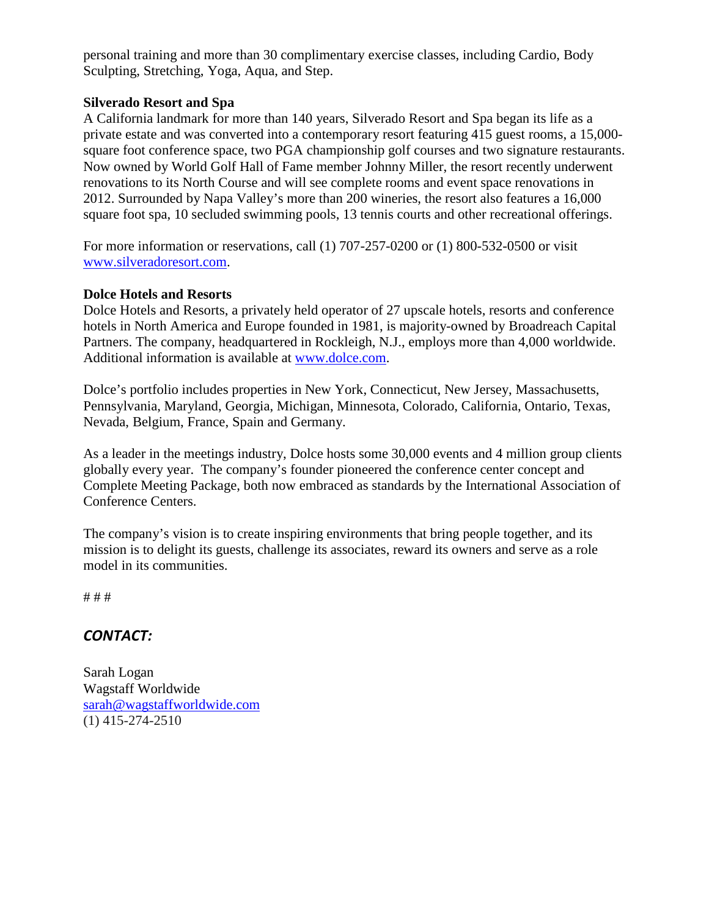personal training and more than 30 complimentary exercise classes, including Cardio, Body Sculpting, Stretching, Yoga, Aqua, and Step.

**Silverado Resort and Spa**
A California landmark for more than 140 years, Silverado Resort and Spa began its life as a private estate and was converted into a contemporary resort featuring 415 guest rooms, a 15,000-square foot conference space, two PGA championship golf courses and two signature restaurants. Now owned by World Golf Hall of Fame member Johnny Miller, the resort recently underwent renovations to its North Course and will see complete rooms and event space renovations in 2012. Surrounded by Napa Valley's more than 200 wineries, the resort also features a 16,000 square foot spa, 10 secluded swimming pools, 13 tennis courts and other recreational offerings.

For more information or reservations, call (1) 707-257-0200 or (1) 800-532-0500 or visit www.silveradoresort.com.

**Dolce Hotels and Resorts**
Dolce Hotels and Resorts, a privately held operator of 27 upscale hotels, resorts and conference hotels in North America and Europe founded in 1981, is majority-owned by Broadreach Capital Partners. The company, headquartered in Rockleigh, N.J., employs more than 4,000 worldwide. Additional information is available at www.dolce.com.

Dolce's portfolio includes properties in New York, Connecticut, New Jersey, Massachusetts, Pennsylvania, Maryland, Georgia, Michigan, Minnesota, Colorado, California, Ontario, Texas, Nevada, Belgium, France, Spain and Germany.

As a leader in the meetings industry, Dolce hosts some 30,000 events and 4 million group clients globally every year. The company's founder pioneered the conference center concept and Complete Meeting Package, both now embraced as standards by the International Association of Conference Centers.

The company's vision is to create inspiring environments that bring people together, and its mission is to delight its guests, challenge its associates, reward its owners and serve as a role model in its communities.

# # #

***CONTACT:***

Sarah Logan
Wagstaff Worldwide
sarah@wagstaffworldwide.com
(1) 415-274-2510